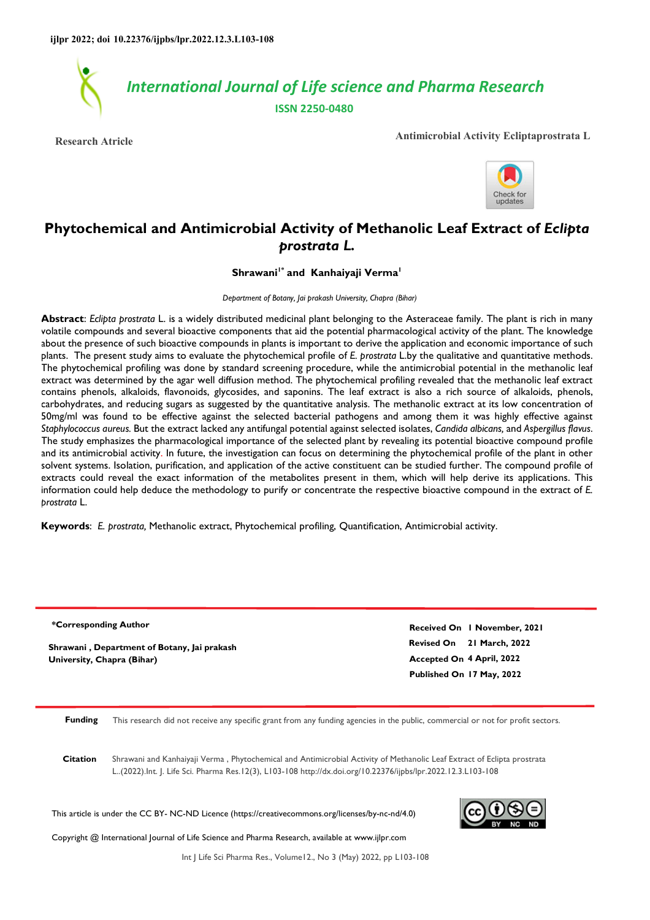International Journal of Life science and Pharma Research

ISSN 2250-0480

Research Atricle

Antimicrobial Activity Ecliptaprostrata L

# Phytochemical and Antimicrobial Activity of Methanolic Leaf Extract of *Eclipta prostrata L.*

**Shrawani[1*] and Kanhaiyaji Verma[1]**

*Department of Botany, Jai prakash University, Chapra (Bihar)*

**Abstract**: *Eclipta prostrata* L. is a widely distributed medicinal plant belonging to the Asteraceae family. The plant is rich in many volatile compounds and several bioactive components that aid the potential pharmacological activity of the plant. The knowledge about the presence of such bioactive compounds in plants is important to derive the application and economic importance of such plants. The present study aims to evaluate the phytochemical profile of *E. prostrata* L.by the qualitative and quantitative methods. The phytochemical profiling was done by standard screening procedure, while the antimicrobial potential in the methanolic leaf extract was determined by the agar well diffusion method. The phytochemical profiling revealed that the methanolic leaf extract contains phenols, alkaloids, flavonoids, glycosides, and saponins. The leaf extract is also a rich source of alkaloids, phenols, carbohydrates, and reducing sugars as suggested by the quantitative analysis. The methanolic extract at its low concentration of 50mg/ml was found to be effective against the selected bacterial pathogens and among them it was highly effective against *Staphylococcus aureus.* But the extract lacked any antifungal potential against selected isolates, *Candida albicans,* and *Aspergillus flavus*. The study emphasizes the pharmacological importance of the selected plant by revealing its potential bioactive compound profile and its antimicrobial activity. In future, the investigation can focus on determining the phytochemical profile of the plant in other solvent systems. Isolation, purification, and application of the active constituent can be studied further. The compound profile of extracts could reveal the exact information of the metabolites present in them, which will help derive its applications. This information could help deduce the methodology to purify or concentrate the respective bioactive compound in the extract of *E. prostrata* L.

**Keywords**: *E. prostrata,* Methanolic extract, Phytochemical profiling, Quantification, Antimicrobial activity.

**\*Corresponding Author**

**Shrawani , Department of Botany, Jai prakash University, Chapra (Bihar)**

**Received On 1 November, 2021**
**Revised On 21 March, 2022**
**Accepted On 4 April, 2022**
**Published On 17 May, 2022**

**Funding** This research did not receive any specific grant from any funding agencies in the public, commercial or not for profit sectors.

**Citation** Shrawani and Kanhaiyaji Verma , Phytochemical and Antimicrobial Activity of Methanolic Leaf Extract of Eclipta prostrata L..(2022).Int. J. Life Sci. Pharma Res.12(3), L103-108 http://dx.doi.org/10.22376/ijpbs/lpr.2022.12.3.L103-108

This article is under the CC BY- NC-ND Licence (https://creativecommons.org/licenses/by-nc-nd/4.0)

Copyright @ International Journal of Life Science and Pharma Research, available at www.ijlpr.com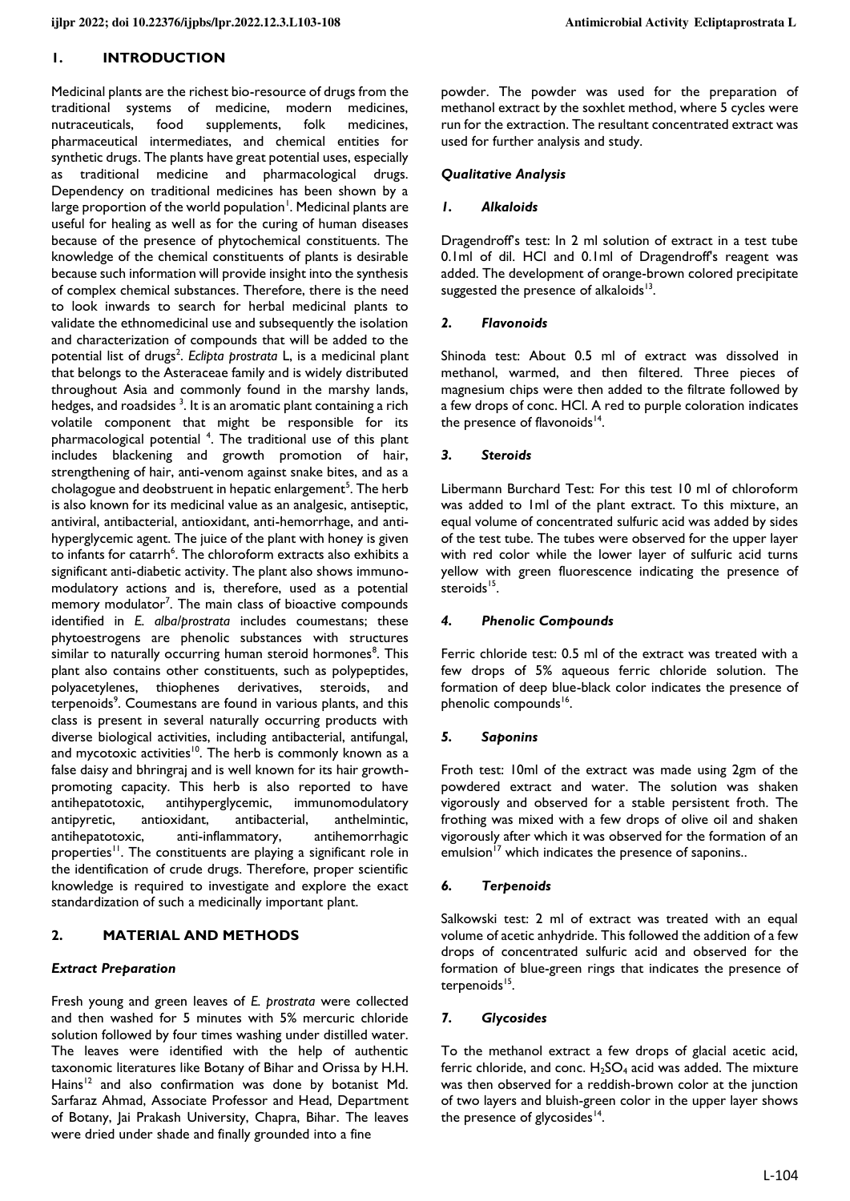## 1. INTRODUCTION

Medicinal plants are the richest bio-resource of drugs from the traditional systems of medicine, modern medicines, nutraceuticals, food supplements, folk medicines, pharmaceutical intermediates, and chemical entities for synthetic drugs. The plants have great potential uses, especially as traditional medicine and pharmacological drugs. Dependency on traditional medicines has been shown by a large proportion of the world population[1]. Medicinal plants are useful for healing as well as for the curing of human diseases because of the presence of phytochemical constituents. The knowledge of the chemical constituents of plants is desirable because such information will provide insight into the synthesis of complex chemical substances. Therefore, there is the need to look inwards to search for herbal medicinal plants to validate the ethnomedicinal use and subsequently the isolation and characterization of compounds that will be added to the potential list of drugs[2]. *Eclipta prostrata* L, is a medicinal plant that belongs to the Asteraceae family and is widely distributed throughout Asia and commonly found in the marshy lands, hedges, and roadsides [3]. It is an aromatic plant containing a rich volatile component that might be responsible for its pharmacological potential [4]. The traditional use of this plant includes blackening and growth promotion of hair, strengthening of hair, anti-venom against snake bites, and as a cholagogue and deobstruent in hepatic enlargement[5]. The herb is also known for its medicinal value as an analgesic, antiseptic, antiviral, antibacterial, antioxidant, anti-hemorrhage, and anti-hyperglycemic agent. The juice of the plant with honey is given to infants for catarrh[6]. The chloroform extracts also exhibits a significant anti-diabetic activity. The plant also shows immuno-modulatory actions and is, therefore, used as a potential memory modulator[7]. The main class of bioactive compounds identified in *E. alba/prostrata* includes coumestans; these phytoestrogens are phenolic substances with structures similar to naturally occurring human steroid hormones[8]. This plant also contains other constituents, such as polypeptides, polyacetylenes, thiophenes derivatives, steroids, and terpenoids[9]. Coumestans are found in various plants, and this class is present in several naturally occurring products with diverse biological activities, including antibacterial, antifungal, and mycotoxic activities[10]. The herb is commonly known as a false daisy and bhringraj and is well known for its hair growth-promoting capacity. This herb is also reported to have antihepatotoxic, antihyperglycemic, immunomodulatory antipyretic, antioxidant, antibacterial, anthelmintic, antihepatotoxic, anti-inflammatory, antihemorrhagic properties[11]. The constituents are playing a significant role in the identification of crude drugs. Therefore, proper scientific knowledge is required to investigate and explore the exact standardization of such a medicinally important plant.

## 2. MATERIAL AND METHODS

### *Extract Preparation*

Fresh young and green leaves of *E. prostrata* were collected and then washed for 5 minutes with 5% mercuric chloride solution followed by four times washing under distilled water. The leaves were identified with the help of authentic taxonomic literatures like Botany of Bihar and Orissa by H.H. Hains[12] and also confirmation was done by botanist Md. Sarfaraz Ahmad, Associate Professor and Head, Department of Botany, Jai Prakash University, Chapra, Bihar. The leaves were dried under shade and finally grounded into a fine powder. The powder was used for the preparation of methanol extract by the soxhlet method, where 5 cycles were run for the extraction. The resultant concentrated extract was used for further analysis and study.

### *Qualitative Analysis*

#### *1. Alkaloids*

Dragendroff's test: In 2 ml solution of extract in a test tube 0.1ml of dil. HCl and 0.1ml of Dragendroff's reagent was added. The development of orange-brown colored precipitate suggested the presence of alkaloids[13].

#### *2. Flavonoids*

Shinoda test: About 0.5 ml of extract was dissolved in methanol, warmed, and then filtered. Three pieces of magnesium chips were then added to the filtrate followed by a few drops of conc. HCl. A red to purple coloration indicates the presence of flavonoids[14].

#### *3. Steroids*

Libermann Burchard Test: For this test 10 ml of chloroform was added to 1ml of the plant extract. To this mixture, an equal volume of concentrated sulfuric acid was added by sides of the test tube. The tubes were observed for the upper layer with red color while the lower layer of sulfuric acid turns yellow with green fluorescence indicating the presence of steroids[15].

#### *4. Phenolic Compounds*

Ferric chloride test: 0.5 ml of the extract was treated with a few drops of 5% aqueous ferric chloride solution. The formation of deep blue-black color indicates the presence of phenolic compounds[16].

#### *5. Saponins*

Froth test: 10ml of the extract was made using 2gm of the powdered extract and water. The solution was shaken vigorously and observed for a stable persistent froth. The frothing was mixed with a few drops of olive oil and shaken vigorously after which it was observed for the formation of an emulsion[17] which indicates the presence of saponins..

#### *6. Terpenoids*

Salkowski test: 2 ml of extract was treated with an equal volume of acetic anhydride. This followed the addition of a few drops of concentrated sulfuric acid and observed for the formation of blue-green rings that indicates the presence of terpenoids[15].

#### *7. Glycosides*

To the methanol extract a few drops of glacial acetic acid, ferric chloride, and conc. $H_2SO_4$ acid was added. The mixture was then observed for a reddish-brown color at the junction of two layers and bluish-green color in the upper layer shows the presence of glycosides[14].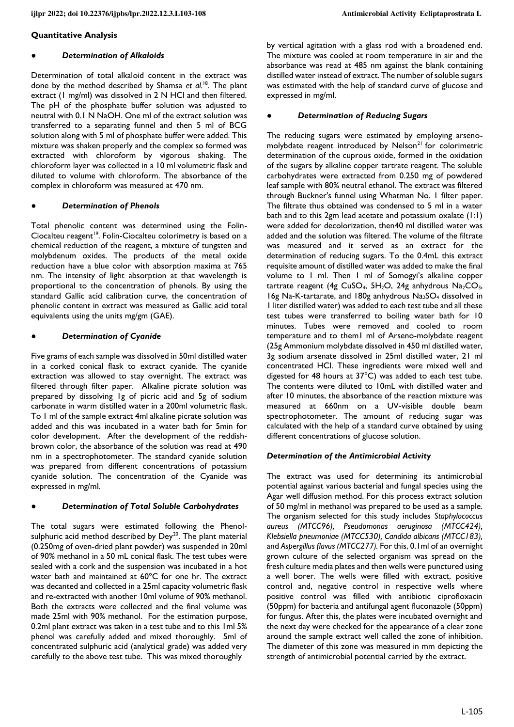## Quantitative Analysis

### *Determination of Alkaloids*

Determination of total alkaloid content in the extract was done by the method described by Shamsa *et al.*[18]. The plant extract (1 mg/ml) was dissolved in 2 N HCl and then filtered. The pH of the phosphate buffer solution was adjusted to neutral with 0.1 N NaOH. One ml of the extract solution was transferred to a separating funnel and then 5 ml of BCG solution along with 5 ml of phosphate buffer were added. This mixture was shaken properly and the complex so formed was extracted with chloroform by vigorous shaking. The chloroform layer was collected in a 10 ml volumetric flask and diluted to volume with chloroform. The absorbance of the complex in chloroform was measured at 470 nm.

### *Determination of Phenols*

Total phenolic content was determined using the Folin-Ciocalteu reagent[19]. Folin-Ciocalteu colorimetry is based on a chemical reduction of the reagent, a mixture of tungsten and molybdenum oxides. The products of the metal oxide reduction have a blue color with absorption maxima at 765 nm. The intensity of light absorption at that wavelength is proportional to the concentration of phenols. By using the standard Gallic acid calibration curve, the concentration of phenolic content in extract was measured as Gallic acid total equivalents using the units mg/gm (GAE).

### *Determination of Cyanide*

Five grams of each sample was dissolved in 50ml distilled water in a corked conical flask to extract cyanide. The cyanide extraction was allowed to stay overnight. The extract was filtered through filter paper. Alkaline picrate solution was prepared by dissolving 1g of picric acid and 5g of sodium carbonate in warm distilled water in a 200ml volumetric flask. To 1 ml of the sample extract 4ml alkaline picrate solution was added and this was incubated in a water bath for 5min for color development. After the development of the reddish-brown color, the absorbance of the solution was read at 490 nm in a spectrophotometer. The standard cyanide solution was prepared from different concentrations of potassium cyanide solution. The concentration of the Cyanide was expressed in mg/ml.

### *Determination of Total Soluble Carbohydrates*

The total sugars were estimated following the Phenol-sulphuric acid method described by Dey[20]. The plant material (0.250mg of oven-dried plant powder) was suspended in 20ml of 90% methanol in a 50 mL conical flask. The test tubes were sealed with a cork and the suspension was incubated in a hot water bath and maintained at 60°C for one hr. The extract was decanted and collected in a 25ml capacity volumetric flask and re-extracted with another 10ml volume of 90% methanol. Both the extracts were collected and the final volume was made 25ml with 90% methanol. For the estimation purpose, 0.2ml plant extract was taken in a test tube and to this 1ml 5% phenol was carefully added and mixed thoroughly. 5ml of concentrated sulphuric acid (analytical grade) was added very carefully to the above test tube. This was mixed thoroughly by vertical agitation with a glass rod with a broadened end. The mixture was cooled at room temperature in air and the absorbance was read at 485 nm against the blank containing distilled water instead of extract. The number of soluble sugars was estimated with the help of standard curve of glucose and expressed in mg/ml.

### *Determination of Reducing Sugars*

The reducing sugars were estimated by employing arseno-molybdate reagent introduced by Nelson[21] for colorimetric determination of the cuprous oxide, formed in the oxidation of the sugars by alkaline copper tartrate reagent. The soluble carbohydrates were extracted from 0.250 mg of powdered leaf sample with 80% neutral ethanol. The extract was filtered through Buckner's funnel using Whatman No. 1 filter paper. The filtrate thus obtained was condensed to 5 ml in a water bath and to this 2gm lead acetate and potassium oxalate (1:1) were added for decolorization, then40 ml distilled water was added and the solution was filtered. The volume of the filtrate was measured and it served as an extract for the determination of reducing sugars. To the 0.4mL this extract requisite amount of distilled water was added to make the final volume to 1 ml. Then 1 ml of Somogyi's alkaline copper tartrate reagent (4g $CuSO_4$, $5H_2O$, 24g anhydrous $Na_2CO_3$, 16g Na-K-tartarate, and 180g anhydrous $Na_2SO_4$ dissolved in 1 liter distilled water) was added to each test tube and all these test tubes were transferred to boiling water bath for 10 minutes. Tubes were removed and cooled to room temperature and to them1 ml of Arseno-molybdate reagent (25g Ammonium molybdate dissolved in 450 ml distilled water, 3g sodium arsenate dissolved in 25ml distilled water, 21 ml concentrated HCl. These ingredients were mixed well and digested for 48 hours at 37°C) was added to each test tube. The contents were diluted to 10mL with distilled water and after 10 minutes, the absorbance of the reaction mixture was measured at 660nm on a UV-visible double beam spectrophotometer. The amount of reducing sugar was calculated with the help of a standard curve obtained by using different concentrations of glucose solution.

### *Determination of the Antimicrobial Activity*

The extract was used for determining its antimicrobial potential against various bacterial and fungal species using the Agar well diffusion method. For this process extract solution of 50 mg/ml in methanol was prepared to be used as a sample. The organism selected for this study includes *Staphylococcus aureus (MTCC96), Pseudomonas aeruginosa (MTCC424), Klebsiella pneumoniae (MTCC530), Candida albicans (MTCC183),* and *Aspergillus flavus (MTCC277).* For this, 0.1ml of an overnight grown culture of the selected organism was spread on the fresh culture media plates and then wells were punctured using a well borer. The wells were filled with extract, positive control and, negative control in respective wells where positive control was filled with antibiotic ciprofloxacin (50ppm) for bacteria and antifungal agent fluconazole (50ppm) for fungus. After this, the plates were incubated overnight and the next day were checked for the appearance of a clear zone around the sample extract well called the zone of inhibition. The diameter of this zone was measured in mm depicting the strength of antimicrobial potential carried by the extract.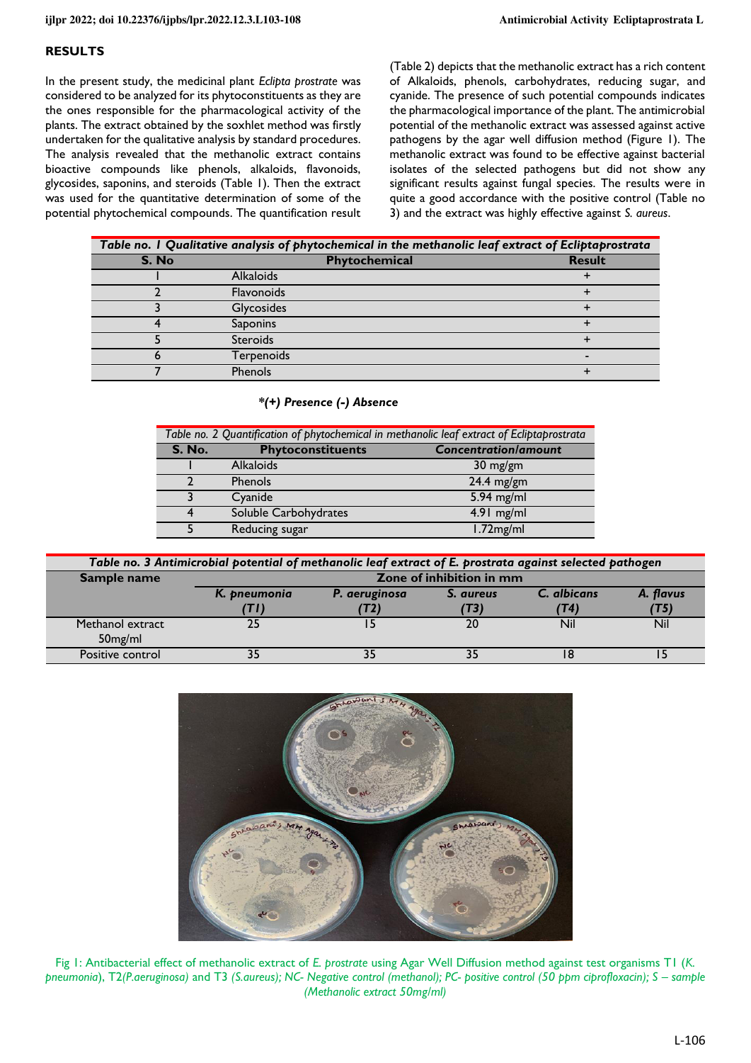## RESULTS

In the present study, the medicinal plant *Eclipta prostrate* was considered to be analyzed for its phytoconstituents as they are the ones responsible for the pharmacological activity of the plants. The extract obtained by the soxhlet method was firstly undertaken for the qualitative analysis by standard procedures. The analysis revealed that the methanolic extract contains bioactive compounds like phenols, alkaloids, flavonoids, glycosides, saponins, and steroids (Table 1). Then the extract was used for the quantitative determination of some of the potential phytochemical compounds. The quantification result (Table 2) depicts that the methanolic extract has a rich content of Alkaloids, phenols, carbohydrates, reducing sugar, and cyanide. The presence of such potential compounds indicates the pharmacological importance of the plant. The antimicrobial potential of the methanolic extract was assessed against active pathogens by the agar well diffusion method (Figure 1). The methanolic extract was found to be effective against bacterial isolates of the selected pathogens but did not show any significant results against fungal species. The results were in quite a good accordance with the positive control (Table no 3) and the extract was highly effective against *S. aureus*.

***Table no. 1 Qualitative analysis of phytochemical in the methanolic leaf extract of Ecliptaprostrata***

| S. No | Phytochemical | Result |
|---|---|---|
| 1 | Alkaloids | + |
| 2 | Flavonoids | + |
| 3 | Glycosides | + |
| 4 | Saponins | + |
| 5 | Steroids | + |
| 6 | Terpenoids | - |
| 7 | Phenols | + |

***(+) Presence (-) Absence**

*Table no. 2 Quantification of phytochemical in methanolic leaf extract of Ecliptaprostrata*

| S. No. | Phytoconstituents | Concentration/amount |
|---|---|---|
| 1 | Alkaloids | 30 mg/gm |
| 2 | Phenols | 24.4 mg/gm |
| 3 | Cyanide | 5.94 mg/ml |
| 4 | Soluble Carbohydrates | 4.91 mg/ml |
| 5 | Reducing sugar | 1.72mg/ml |

***Table no. 3 Antimicrobial potential of methanolic leaf extract of E. prostrata against selected pathogen***

| Sample name | Zone of inhibition in mm | | | | |
|---|---|---|---|---|---|
| | *K. pneumonia* *(T1)* | *P. aeruginosa* *(T2)* | *S. aureus* *(T3)* | *C. albicans* *(T4)* | *A. flavus* *(T5)* |
| Methanol extract 50mg/ml | 25 | 15 | 20 | Nil | Nil |
| Positive control | 35 | 35 | 35 | 18 | 15 |

Fig 1: Antibacterial effect of methanolic extract of *E. prostrate* using Agar Well Diffusion method against test organisms T1 (*K. pneumonia*), T2*(P.aeruginosa)* and T3 *(S.aureus); NC- Negative control (methanol); PC- positive control (50 ppm ciprofloxacin); S – sample (Methanolic extract 50mg/ml)*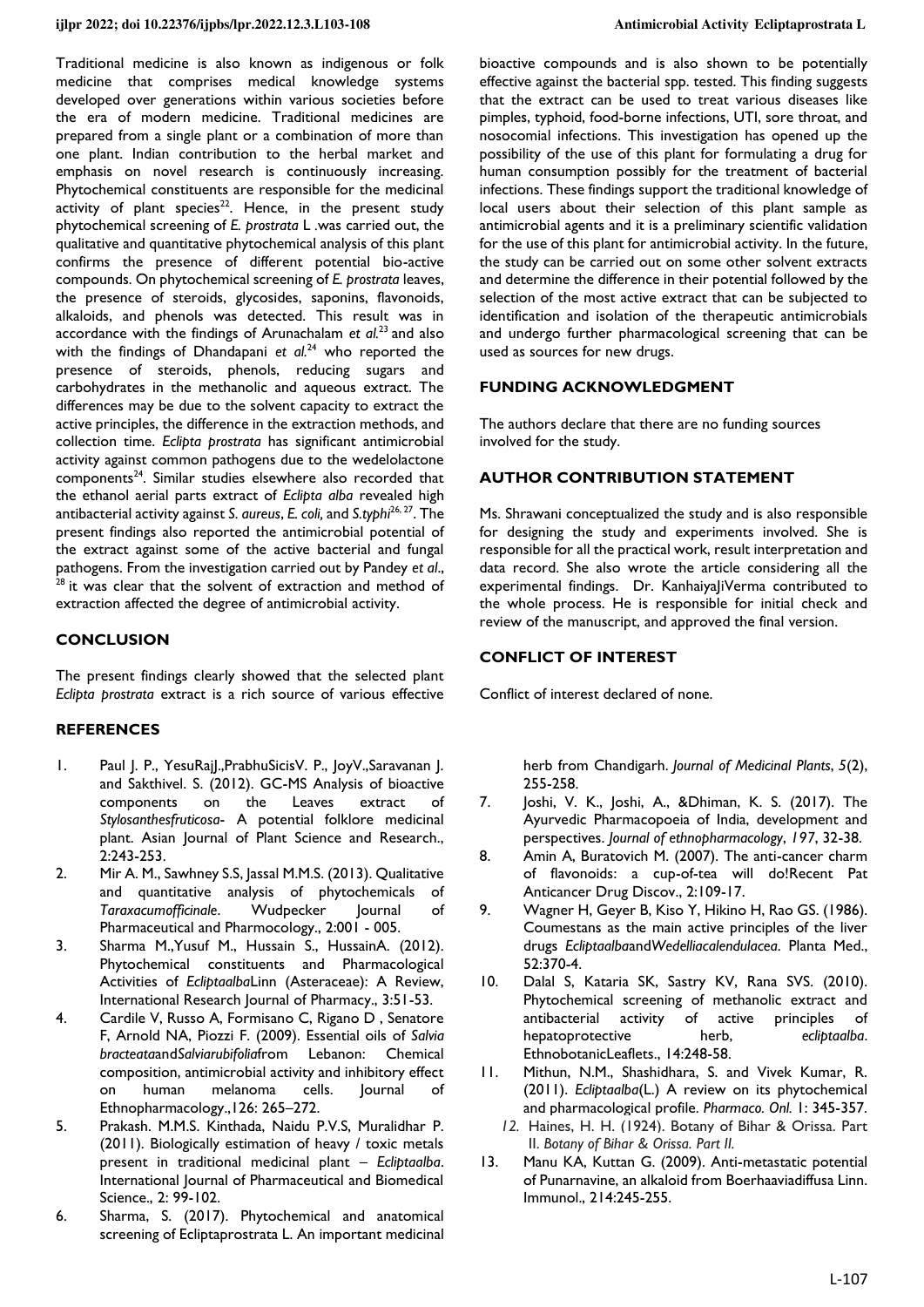Traditional medicine is also known as indigenous or folk medicine that comprises medical knowledge systems developed over generations within various societies before the era of modern medicine. Traditional medicines are prepared from a single plant or a combination of more than one plant. Indian contribution to the herbal market and emphasis on novel research is continuously increasing. Phytochemical constituents are responsible for the medicinal activity of plant species[22]. Hence, in the present study phytochemical screening of *E. prostrata* L .was carried out, the qualitative and quantitative phytochemical analysis of this plant confirms the presence of different potential bio-active compounds. On phytochemical screening of *E. prostrata* leaves, the presence of steroids, glycosides, saponins, flavonoids, alkaloids, and phenols was detected. This result was in accordance with the findings of Arunachalam *et al.*[23] and also with the findings of Dhandapani *et al.*[24] who reported the presence of steroids, phenols, reducing sugars and carbohydrates in the methanolic and aqueous extract. The differences may be due to the solvent capacity to extract the active principles, the difference in the extraction methods, and collection time. *Eclipta prostrata* has significant antimicrobial activity against common pathogens due to the wedelolactone components[24]. Similar studies elsewhere also recorded that the ethanol aerial parts extract of *Eclipta alba* revealed high antibacterial activity against *S. aureus*, *E. coli,* and *S.typhi*[26, 27]. The present findings also reported the antimicrobial potential of the extract against some of the active bacterial and fungal pathogens. From the investigation carried out by Pandey *et al*.,[28] it was clear that the solvent of extraction and method of extraction affected the degree of antimicrobial activity.

## CONCLUSION

The present findings clearly showed that the selected plant *Eclipta prostrata* extract is a rich source of various effective bioactive compounds and is also shown to be potentially effective against the bacterial spp. tested. This finding suggests that the extract can be used to treat various diseases like pimples, typhoid, food-borne infections, UTI, sore throat, and nosocomial infections. This investigation has opened up the possibility of the use of this plant for formulating a drug for human consumption possibly for the treatment of bacterial infections. These findings support the traditional knowledge of local users about their selection of this plant sample as antimicrobial agents and it is a preliminary scientific validation for the use of this plant for antimicrobial activity. In the future, the study can be carried out on some other solvent extracts and determine the difference in their potential followed by the selection of the most active extract that can be subjected to identification and isolation of the therapeutic antimicrobials and undergo further pharmacological screening that can be used as sources for new drugs.

## FUNDING ACKNOWLEDGMENT

The authors declare that there are no funding sources involved for the study.

## AUTHOR CONTRIBUTION STATEMENT

Ms. Shrawani conceptualized the study and is also responsible for designing the study and experiments involved. She is responsible for all the practical work, result interpretation and data record. She also wrote the article considering all the experimental findings. Dr. KanhaiyaJiVerma contributed to the whole process. He is responsible for initial check and review of the manuscript, and approved the final version.

## CONFLICT OF INTEREST

Conflict of interest declared of none.

## REFERENCES

1. Paul J. P., YesuRajJ.,PrabhuSicisV. P., JoyV.,Saravanan J. and Sakthivel. S. (2012). GC-MS Analysis of bioactive components on the Leaves extract of *Stylosanthesfruticosa*- A potential folklore medicinal plant. Asian Journal of Plant Science and Research., 2:243-253.
2. Mir A. M., Sawhney S.S, Jassal M.M.S. (2013). Qualitative and quantitative analysis of phytochemicals of *Taraxacumofficinale*. Wudpecker Journal of Pharmaceutical and Pharmocology., 2:001 - 005.
3. Sharma M.,Yusuf M., Hussain S., HussainA. (2012). Phytochemical constituents and Pharmacological Activities of *Ecliptaalba*Linn (Asteraceae): A Review, International Research Journal of Pharmacy., 3:51-53.
4. Cardile V, Russo A, Formisano C, Rigano D , Senatore F, Arnold NA, Piozzi F. (2009). Essential oils of *Salvia bracteata*and*Salviarubifolia*from Lebanon: Chemical composition, antimicrobial activity and inhibitory effect on human melanoma cells. Journal of Ethnopharmacology.,126: 265–272.
5. Prakash. M.M.S. Kinthada, Naidu P.V.S, Muralidhar P. (2011). Biologically estimation of heavy / toxic metals present in traditional medicinal plant – *Ecliptaalba*. International Journal of Pharmaceutical and Biomedical Science., 2: 99-102.
6. Sharma, S. (2017). Phytochemical and anatomical screening of Ecliptaprostrata L. An important medicinal herb from Chandigarh. *Journal of Medicinal Plants*, *5*(2), 255-258.
7. Joshi, V. K., Joshi, A., &Dhiman, K. S. (2017). The Ayurvedic Pharmacopoeia of India, development and perspectives. *Journal of ethnopharmacology*, *197*, 32-38.
8. Amin A, Buratovich M. (2007). The anti-cancer charm of flavonoids: a cup-of-tea will do!Recent Pat Anticancer Drug Discov., 2:109-17.
9. Wagner H, Geyer B, Kiso Y, Hikino H, Rao GS. (1986). Coumestans as the main active principles of the liver drugs *Ecliptaalba*and*Wedelliacalendulacea*. Planta Med., 52:370-4.
10. Dalal S, Kataria SK, Sastry KV, Rana SVS. (2010). Phytochemical screening of methanolic extract and antibacterial activity of active principles of hepatoprotective herb, *ecliptaalba*. EthnobotanicLeaflets., 14:248-58.
11. Mithun, N.M., Shashidhara, S. and Vivek Kumar, R. (2011). *Ecliptaalba*(L.) A review on its phytochemical and pharmacological profile. *Pharmaco. Onl.* 1: 345-357.
12. Haines, H. H. (1924). Botany of Bihar & Orissa. Part II. *Botany of Bihar & Orissa. Part II.*
13. Manu KA, Kuttan G. (2009). Anti-metastatic potential of Punarnavine, an alkaloid from Boerhaaviadiffusa Linn. Immunol., 214:245-255.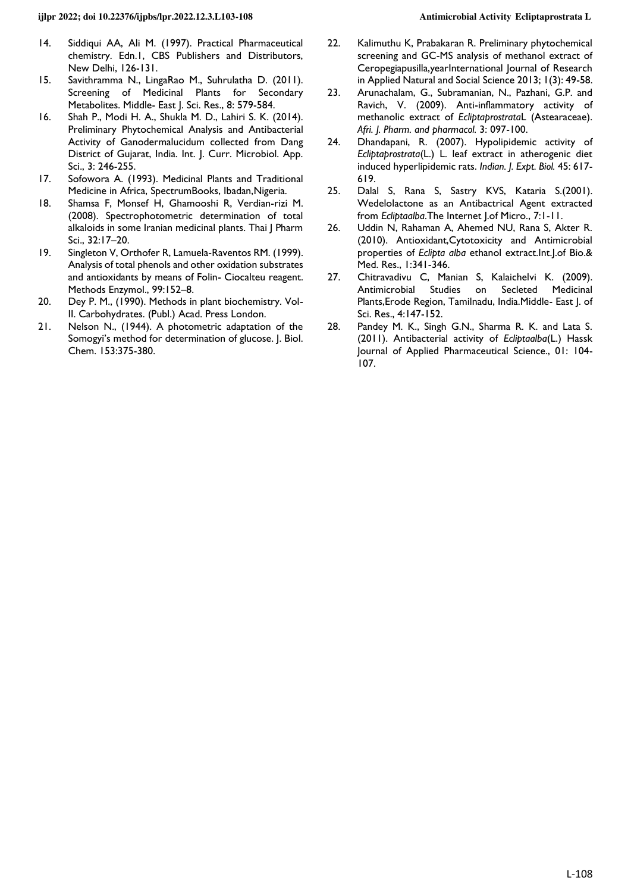14. Siddiqui AA, Ali M. (1997). Practical Pharmaceutical chemistry. Edn.1, CBS Publishers and Distributors, New Delhi, 126-131.
15. Savithramma N., LingaRao M., Suhrulatha D. (2011). Screening of Medicinal Plants for Secondary Metabolites. Middle- East J. Sci. Res., 8: 579-584.
16. Shah P., Modi H. A., Shukla M. D., Lahiri S. K. (2014). Preliminary Phytochemical Analysis and Antibacterial Activity of Ganodermalucidum collected from Dang District of Gujarat, India. Int. J. Curr. Microbiol. App. Sci., 3: 246-255.
17. Sofowora A. (1993). Medicinal Plants and Traditional Medicine in Africa, SpectrumBooks, Ibadan,Nigeria.
18. Shamsa F, Monsef H, Ghamooshi R, Verdian-rizi M. (2008). Spectrophotometric determination of total alkaloids in some Iranian medicinal plants. Thai J Pharm Sci., 32:17–20.
19. Singleton V, Orthofer R, Lamuela-Raventos RM. (1999). Analysis of total phenols and other oxidation substrates and antioxidants by means of Folin- Ciocalteu reagent. Methods Enzymol., 99:152–8.
20. Dey P. M., (1990). Methods in plant biochemistry. Vol-II. Carbohydrates. (Publ.) Acad. Press London.
21. Nelson N., (1944). A photometric adaptation of the Somogyi's method for determination of glucose. J. Biol. Chem. 153:375-380.
22. Kalimuthu K, Prabakaran R. Preliminary phytochemical screening and GC-MS analysis of methanol extract of Ceropegiapusilla,yearInternational Journal of Research in Applied Natural and Social Science 2013; 1(3): 49-58.
23. Arunachalam, G., Subramanian, N., Pazhani, G.P. and Ravich, V. (2009). Anti-inflammatory activity of methanolic extract of *Ecliptaprostrata*L (Astearaceae). *Afri. J. Pharm. and pharmacol.* 3: 097-100.
24. Dhandapani, R. (2007). Hypolipidemic activity of *Ecliptaprostrata*(L.) L. leaf extract in atherogenic diet induced hyperlipidemic rats. *Indian. J. Expt. Biol.* 45: 617-619.
25. Dalal S, Rana S, Sastry KVS, Kataria S.(2001). Wedelolactone as an Antibactrical Agent extracted from *Ecliptaalba*.The Internet J.of Micro., 7:1-11.
26. Uddin N, Rahaman A, Ahemed NU, Rana S, Akter R. (2010). Antioxidant,Cytotoxicity and Antimicrobial properties of *Eclipta alba* ethanol extract.Int.J.of Bio.& Med. Res., 1:341-346.
27. Chitravadivu C, Manian S, Kalaichelvi K. (2009). Antimicrobial Studies on Secleted Medicinal Plants,Erode Region, Tamilnadu, India.Middle- East J. of Sci. Res., 4:147-152.
28. Pandey M. K., Singh G.N., Sharma R. K. and Lata S. (2011). Antibacterial activity of *Ecliptaalba*(L.) Hassk Journal of Applied Pharmaceutical Science., 01: 104-107.